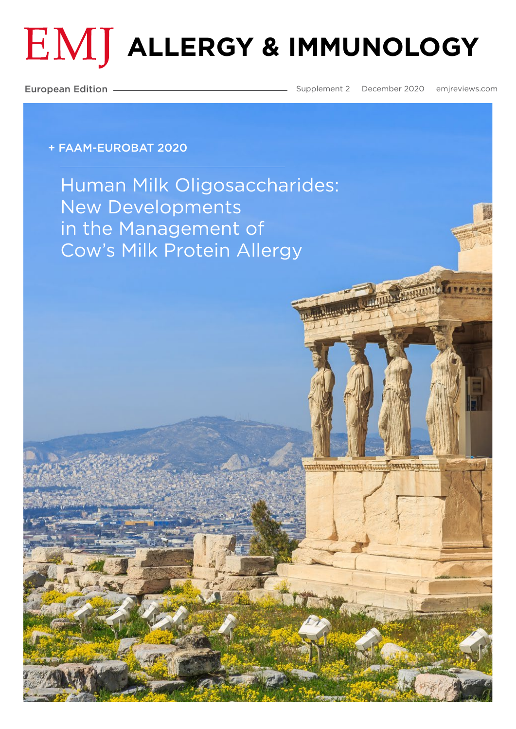# EMJ ALLERGY & IMMUNOLOGY

European Edition

Supplement 2 December 2020 emjreviews.com

+ FAAM-EUROBAT 2020

## Human Milk Oligosaccharides: New Developments in the Management of Cow's Milk Protein Allergy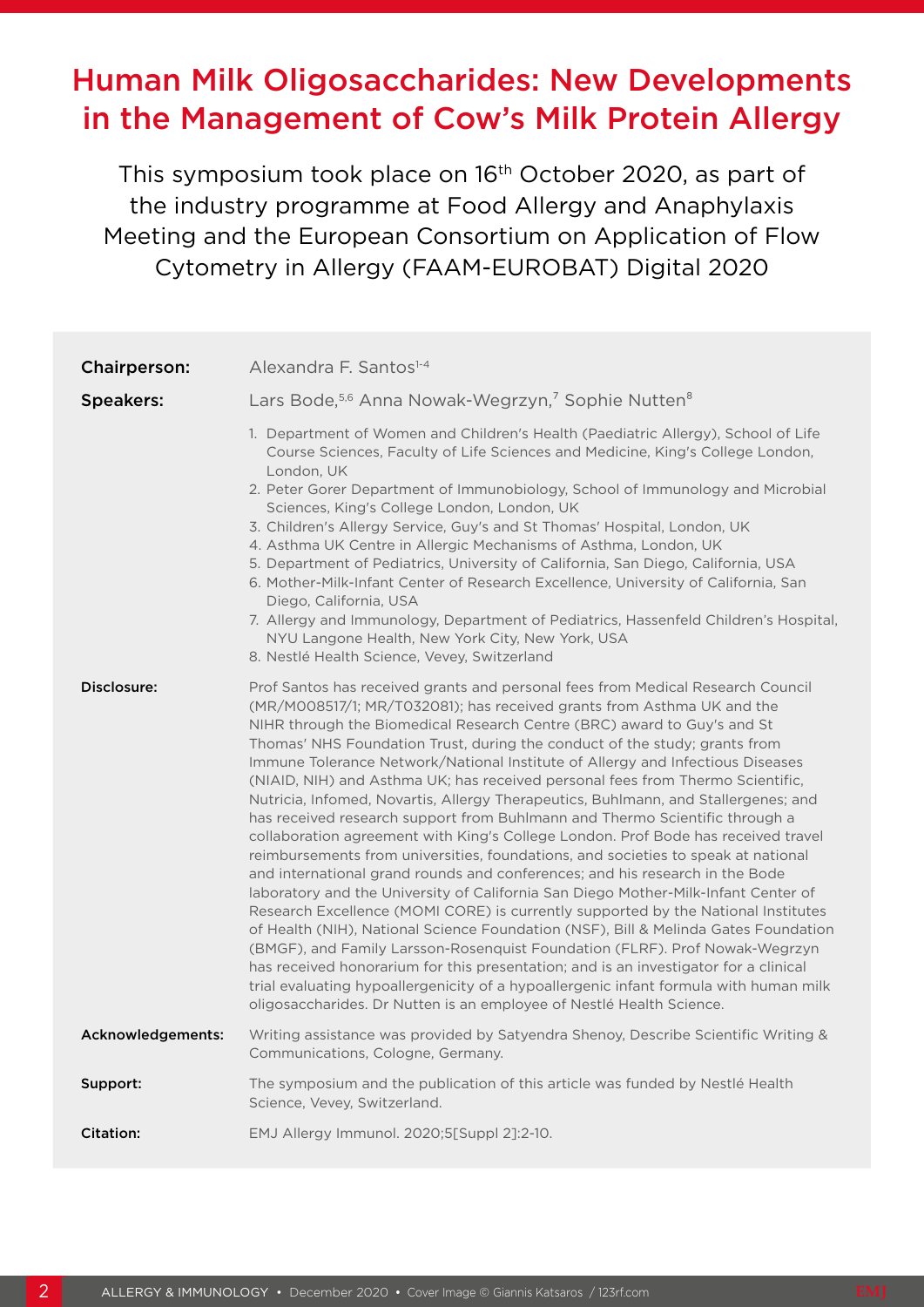# Human Milk Oligosaccharides: New Developments in the Management of Cow's Milk Protein Allergy

This symposium took place on 16th October 2020, as part of the industry programme at Food Allergy and Anaphylaxis Meeting and the European Consortium on Application of Flow Cytometry in Allergy (FAAM-EUROBAT) Digital 2020

**Chairperson:** Alexandra F. Santos[1-4]

**Speakers:** Lars Bode,[5,6] Anna Nowak-Wegrzyn,[7] Sophie Nutten[8]

1. Department of Women and Children's Health (Paediatric Allergy), School of Life Course Sciences, Faculty of Life Sciences and Medicine, King's College London, London, UK
2. Peter Gorer Department of Immunobiology, School of Immunology and Microbial Sciences, King's College London, London, UK
3. Children's Allergy Service, Guy's and St Thomas' Hospital, London, UK
4. Asthma UK Centre in Allergic Mechanisms of Asthma, London, UK
5. Department of Pediatrics, University of California, San Diego, California, USA
6. Mother-Milk-Infant Center of Research Excellence, University of California, San Diego, California, USA
7. Allergy and Immunology, Department of Pediatrics, Hassenfeld Children's Hospital, NYU Langone Health, New York City, New York, USA
8. Nestlé Health Science, Vevey, Switzerland

**Disclosure:** Prof Santos has received grants and personal fees from Medical Research Council (MR/M008517/1; MR/T032081); has received grants from Asthma UK and the NIHR through the Biomedical Research Centre (BRC) award to Guy's and St Thomas' NHS Foundation Trust, during the conduct of the study; grants from Immune Tolerance Network/National Institute of Allergy and Infectious Diseases (NIAID, NIH) and Asthma UK; has received personal fees from Thermo Scientific, Nutricia, Infomed, Novartis, Allergy Therapeutics, Buhlmann, and Stallergenes; and has received research support from Buhlmann and Thermo Scientific through a collaboration agreement with King's College London. Prof Bode has received travel reimbursements from universities, foundations, and societies to speak at national and international grand rounds and conferences; and his research in the Bode laboratory and the University of California San Diego Mother-Milk-Infant Center of Research Excellence (MOMI CORE) is currently supported by the National Institutes of Health (NIH), National Science Foundation (NSF), Bill & Melinda Gates Foundation (BMGF), and Family Larsson-Rosenquist Foundation (FLRF). Prof Nowak-Wegrzyn has received honorarium for this presentation; and is an investigator for a clinical trial evaluating hypoallergenicity of a hypoallergenic infant formula with human milk oligosaccharides. Dr Nutten is an employee of Nestlé Health Science.

**Acknowledgements:** Writing assistance was provided by Satyendra Shenoy, Describe Scientific Writing & Communications, Cologne, Germany.

**Support:** The symposium and the publication of this article was funded by Nestlé Health Science, Vevey, Switzerland.

**Citation:** EMJ Allergy Immunol. 2020;5[Suppl 2]:2-10.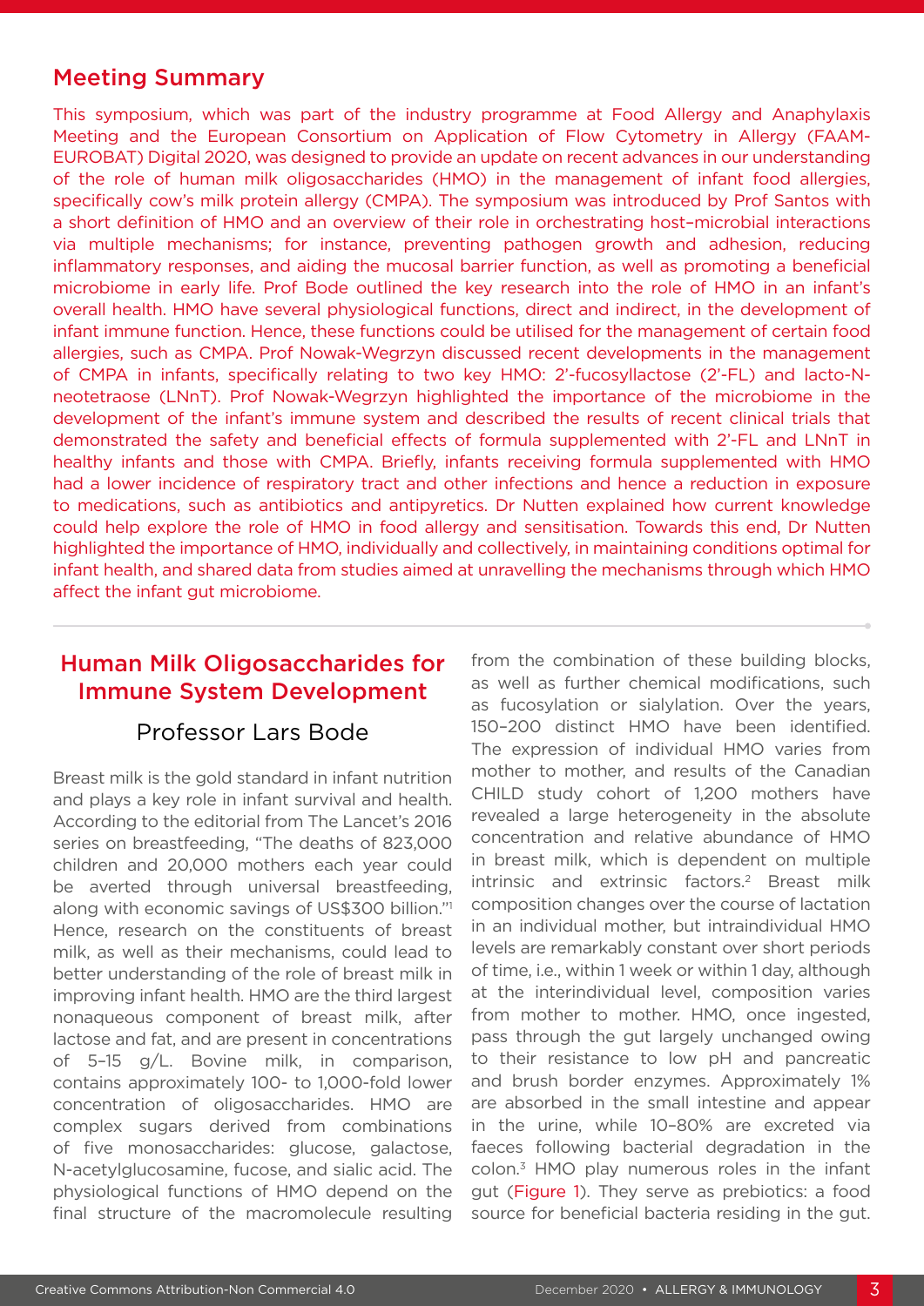## Meeting Summary

This symposium, which was part of the industry programme at Food Allergy and Anaphylaxis Meeting and the European Consortium on Application of Flow Cytometry in Allergy (FAAM-EUROBAT) Digital 2020, was designed to provide an update on recent advances in our understanding of the role of human milk oligosaccharides (HMO) in the management of infant food allergies, specifically cow's milk protein allergy (CMPA). The symposium was introduced by Prof Santos with a short definition of HMO and an overview of their role in orchestrating host–microbial interactions via multiple mechanisms; for instance, preventing pathogen growth and adhesion, reducing inflammatory responses, and aiding the mucosal barrier function, as well as promoting a beneficial microbiome in early life. Prof Bode outlined the key research into the role of HMO in an infant's overall health. HMO have several physiological functions, direct and indirect, in the development of infant immune function. Hence, these functions could be utilised for the management of certain food allergies, such as CMPA. Prof Nowak-Wegrzyn discussed recent developments in the management of CMPA in infants, specifically relating to two key HMO: 2'-fucosyllactose (2'-FL) and lacto-N-neotetraose (LNnT). Prof Nowak-Wegrzyn highlighted the importance of the microbiome in the development of the infant's immune system and described the results of recent clinical trials that demonstrated the safety and beneficial effects of formula supplemented with 2'-FL and LNnT in healthy infants and those with CMPA. Briefly, infants receiving formula supplemented with HMO had a lower incidence of respiratory tract and other infections and hence a reduction in exposure to medications, such as antibiotics and antipyretics. Dr Nutten explained how current knowledge could help explore the role of HMO in food allergy and sensitisation. Towards this end, Dr Nutten highlighted the importance of HMO, individually and collectively, in maintaining conditions optimal for infant health, and shared data from studies aimed at unravelling the mechanisms through which HMO affect the infant gut microbiome.

## Human Milk Oligosaccharides for Immune System Development

### Professor Lars Bode

Breast milk is the gold standard in infant nutrition and plays a key role in infant survival and health. According to the editorial from The Lancet's 2016 series on breastfeeding, "The deaths of 823,000 children and 20,000 mothers each year could be averted through universal breastfeeding, along with economic savings of US$300 billion."[1] Hence, research on the constituents of breast milk, as well as their mechanisms, could lead to better understanding of the role of breast milk in improving infant health. HMO are the third largest nonaqueous component of breast milk, after lactose and fat, and are present in concentrations of 5–15 g/L. Bovine milk, in comparison, contains approximately 100- to 1,000-fold lower concentration of oligosaccharides. HMO are complex sugars derived from combinations of five monosaccharides: glucose, galactose, N-acetylglucosamine, fucose, and sialic acid. The physiological functions of HMO depend on the final structure of the macromolecule resulting from the combination of these building blocks, as well as further chemical modifications, such as fucosylation or sialylation. Over the years, 150–200 distinct HMO have been identified. The expression of individual HMO varies from mother to mother, and results of the Canadian CHILD study cohort of 1,200 mothers have revealed a large heterogeneity in the absolute concentration and relative abundance of HMO in breast milk, which is dependent on multiple intrinsic and extrinsic factors.[2] Breast milk composition changes over the course of lactation in an individual mother, but intraindividual HMO levels are remarkably constant over short periods of time, i.e., within 1 week or within 1 day, although at the interindividual level, composition varies from mother to mother. HMO, once ingested, pass through the gut largely unchanged owing to their resistance to low pH and pancreatic and brush border enzymes. Approximately 1% are absorbed in the small intestine and appear in the urine, while 10–80% are excreted via faeces following bacterial degradation in the colon.[3] HMO play numerous roles in the infant gut (Figure 1). They serve as prebiotics: a food source for beneficial bacteria residing in the gut.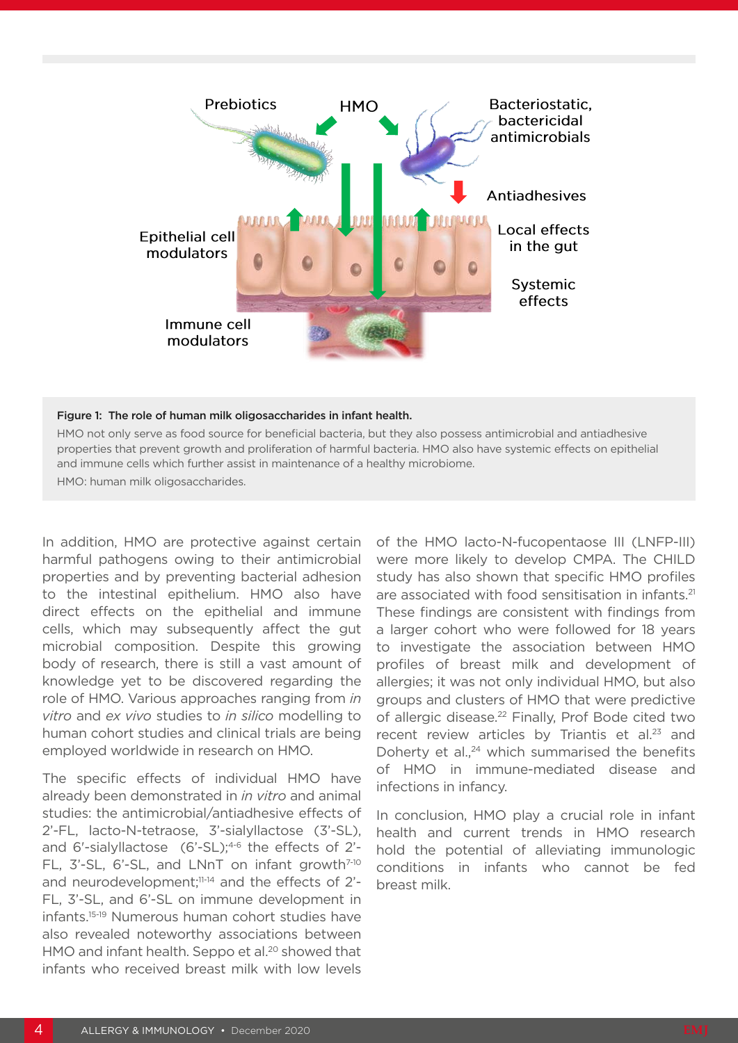**Figure 1: The role of human milk oligosaccharides in infant health.**

HMO not only serve as food source for beneficial bacteria, but they also possess antimicrobial and antiadhesive properties that prevent growth and proliferation of harmful bacteria. HMO also have systemic effects on epithelial and immune cells which further assist in maintenance of a healthy microbiome.

HMO: human milk oligosaccharides.

In addition, HMO are protective against certain harmful pathogens owing to their antimicrobial properties and by preventing bacterial adhesion to the intestinal epithelium. HMO also have direct effects on the epithelial and immune cells, which may subsequently affect the gut microbial composition. Despite this growing body of research, there is still a vast amount of knowledge yet to be discovered regarding the role of HMO. Various approaches ranging from *in vitro* and *ex vivo* studies to *in silico* modelling to human cohort studies and clinical trials are being employed worldwide in research on HMO.

The specific effects of individual HMO have already been demonstrated in *in vitro* and animal studies: the antimicrobial/antiadhesive effects of 2'-FL, lacto-N-tetraose, 3'-sialyllactose (3'-SL), and 6'-sialyllactose (6'-SL);[4-6] the effects of 2'-FL, 3'-SL, 6'-SL, and LNnT on infant growth[7-10] and neurodevelopment;[11-14] and the effects of 2'-FL, 3'-SL, and 6'-SL on immune development in infants.[15-19] Numerous human cohort studies have also revealed noteworthy associations between HMO and infant health. Seppo et al.[20] showed that infants who received breast milk with low levels of the HMO lacto-N-fucopentaose III (LNFP-III) were more likely to develop CMPA. The CHILD study has also shown that specific HMO profiles are associated with food sensitisation in infants.[21] These findings are consistent with findings from a larger cohort who were followed for 18 years to investigate the association between HMO profiles of breast milk and development of allergies; it was not only individual HMO, but also groups and clusters of HMO that were predictive of allergic disease.[22] Finally, Prof Bode cited two recent review articles by Triantis et al.[23] and Doherty et al.,[24] which summarised the benefits of HMO in immune-mediated disease and infections in infancy.

In conclusion, HMO play a crucial role in infant health and current trends in HMO research hold the potential of alleviating immunologic conditions in infants who cannot be fed breast milk.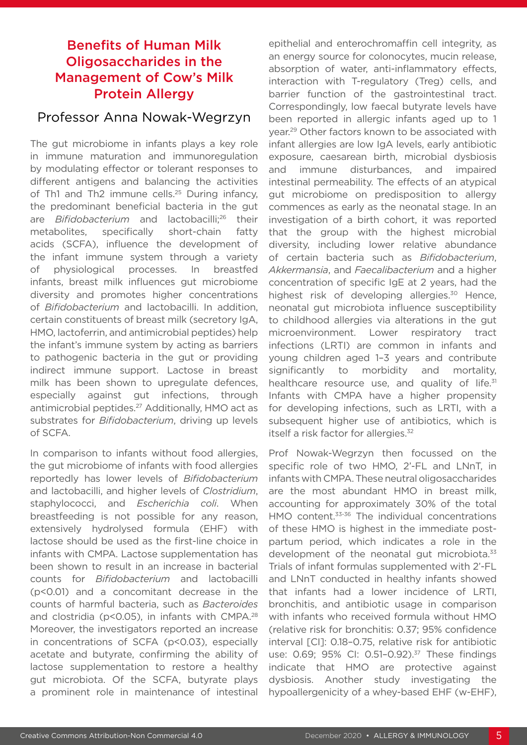## Benefits of Human Milk Oligosaccharides in the Management of Cow's Milk Protein Allergy

### Professor Anna Nowak-Wegrzyn

The gut microbiome in infants plays a key role in immune maturation and immunoregulation by modulating effector or tolerant responses to different antigens and balancing the activities of Th1 and Th2 immune cells.[25] During infancy, the predominant beneficial bacteria in the gut are *Bifidobacterium* and lactobacilli;[26] their metabolites, specifically short-chain fatty acids (SCFA), influence the development of the infant immune system through a variety of physiological processes. In breastfed infants, breast milk influences gut microbiome diversity and promotes higher concentrations of *Bifidobacterium* and lactobacilli. In addition, certain constituents of breast milk (secretory IgA, HMO, lactoferrin, and antimicrobial peptides) help the infant's immune system by acting as barriers to pathogenic bacteria in the gut or providing indirect immune support. Lactose in breast milk has been shown to upregulate defences, especially against gut infections, through antimicrobial peptides.[27] Additionally, HMO act as substrates for *Bifidobacterium*, driving up levels of SCFA.

In comparison to infants without food allergies, the gut microbiome of infants with food allergies reportedly has lower levels of *Bifidobacterium* and lactobacilli, and higher levels of *Clostridium*, staphylococci, and *Escherichia coli*. When breastfeeding is not possible for any reason, extensively hydrolysed formula (EHF) with lactose should be used as the first-line choice in infants with CMPA. Lactose supplementation has been shown to result in an increase in bacterial counts for *Bifidobacterium* and lactobacilli ($p<0.01$) and a concomitant decrease in the counts of harmful bacteria, such as *Bacteroides* and clostridia ($p<0.05$), in infants with CMPA.[28] Moreover, the investigators reported an increase in concentrations of SCFA ($p<0.03$), especially acetate and butyrate, confirming the ability of lactose supplementation to restore a healthy gut microbiota. Of the SCFA, butyrate plays a prominent role in maintenance of intestinal epithelial and enterochromaffin cell integrity, as an energy source for colonocytes, mucin release, absorption of water, anti-inflammatory effects, interaction with T-regulatory (Treg) cells, and barrier function of the gastrointestinal tract. Correspondingly, low faecal butyrate levels have been reported in allergic infants aged up to 1 year.[29] Other factors known to be associated with infant allergies are low IgA levels, early antibiotic exposure, caesarean birth, microbial dysbiosis and immune disturbances, and impaired intestinal permeability. The effects of an atypical gut microbiome on predisposition to allergy commences as early as the neonatal stage. In an investigation of a birth cohort, it was reported that the group with the highest microbial diversity, including lower relative abundance of certain bacteria such as *Bifidobacterium*, *Akkermansia*, and *Faecalibacterium* and a higher concentration of specific IgE at 2 years, had the highest risk of developing allergies.[30] Hence, neonatal gut microbiota influence susceptibility to childhood allergies via alterations in the gut microenvironment. Lower respiratory tract infections (LRTI) are common in infants and young children aged 1–3 years and contribute significantly to morbidity and mortality, healthcare resource use, and quality of life.[31] Infants with CMPA have a higher propensity for developing infections, such as LRTI, with a subsequent higher use of antibiotics, which is itself a risk factor for allergies.[32]

Prof Nowak-Wegrzyn then focussed on the specific role of two HMO, 2'-FL and LNnT, in infants with CMPA. These neutral oligosaccharides are the most abundant HMO in breast milk, accounting for approximately 30% of the total HMO content.[33-36] The individual concentrations of these HMO is highest in the immediate post-partum period, which indicates a role in the development of the neonatal gut microbiota.[33] Trials of infant formulas supplemented with 2'-FL and LNnT conducted in healthy infants showed that infants had a lower incidence of LRTI, bronchitis, and antibiotic usage in comparison with infants who received formula without HMO (relative risk for bronchitis: 0.37; 95% confidence interval [CI]: 0.18–0.75, relative risk for antibiotic use: 0.69; 95% CI: 0.51–0.92).[37] These findings indicate that HMO are protective against dysbiosis. Another study investigating the hypoallergenicity of a whey-based EHF (w-EHF),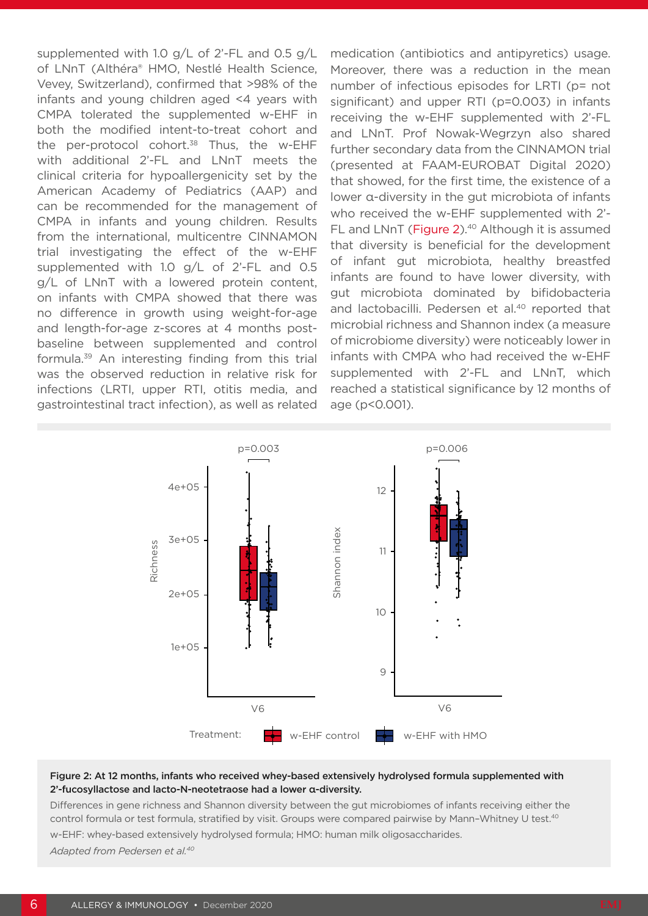supplemented with 1.0 g/L of 2'-FL and 0.5 g/L of LNnT (Althéra® HMO, Nestlé Health Science, Vevey, Switzerland), confirmed that >98% of the infants and young children aged <4 years with CMPA tolerated the supplemented w-EHF in both the modified intent-to-treat cohort and the per-protocol cohort.[38] Thus, the w-EHF with additional 2'-FL and LNnT meets the clinical criteria for hypoallergenicity set by the American Academy of Pediatrics (AAP) and can be recommended for the management of CMPA in infants and young children. Results from the international, multicentre CINNAMON trial investigating the effect of the w-EHF supplemented with 1.0 g/L of 2'-FL and 0.5 g/L of LNnT with a lowered protein content, on infants with CMPA showed that there was no difference in growth using weight-for-age and length-for-age z-scores at 4 months post-baseline between supplemented and control formula.[39] An interesting finding from this trial was the observed reduction in relative risk for infections (LRTI, upper RTI, otitis media, and gastrointestinal tract infection), as well as related medication (antibiotics and antipyretics) usage. Moreover, there was a reduction in the mean number of infectious episodes for LRTI (p= not significant) and upper RTI (p=0.003) in infants receiving the w-EHF supplemented with 2'-FL and LNnT. Prof Nowak-Wegrzyn also shared further secondary data from the CINNAMON trial (presented at FAAM-EUROBAT Digital 2020) that showed, for the first time, the existence of a lower α-diversity in the gut microbiota of infants who received the w-EHF supplemented with 2'-FL and LNnT (Figure 2).[40] Although it is assumed that diversity is beneficial for the development of infant gut microbiota, healthy breastfed infants are found to have lower diversity, with gut microbiota dominated by bifidobacteria and lactobacilli. Pedersen et al.[40] reported that microbial richness and Shannon index (a measure of microbiome diversity) were noticeably lower in infants with CMPA who had received the w-EHF supplemented with 2'-FL and LNnT, which reached a statistical significance by 12 months of age (p<0.001).

**Figure 2: At 12 months, infants who received whey-based extensively hydrolysed formula supplemented with 2'-fucosyllactose and lacto-N-neotetraose had a lower α-diversity.**

Differences in gene richness and Shannon diversity between the gut microbiomes of infants receiving either the control formula or test formula, stratified by visit. Groups were compared pairwise by Mann–Whitney U test.[40]

w-EHF: whey-based extensively hydrolysed formula; HMO: human milk oligosaccharides.

*Adapted from Pedersen et al.[40]*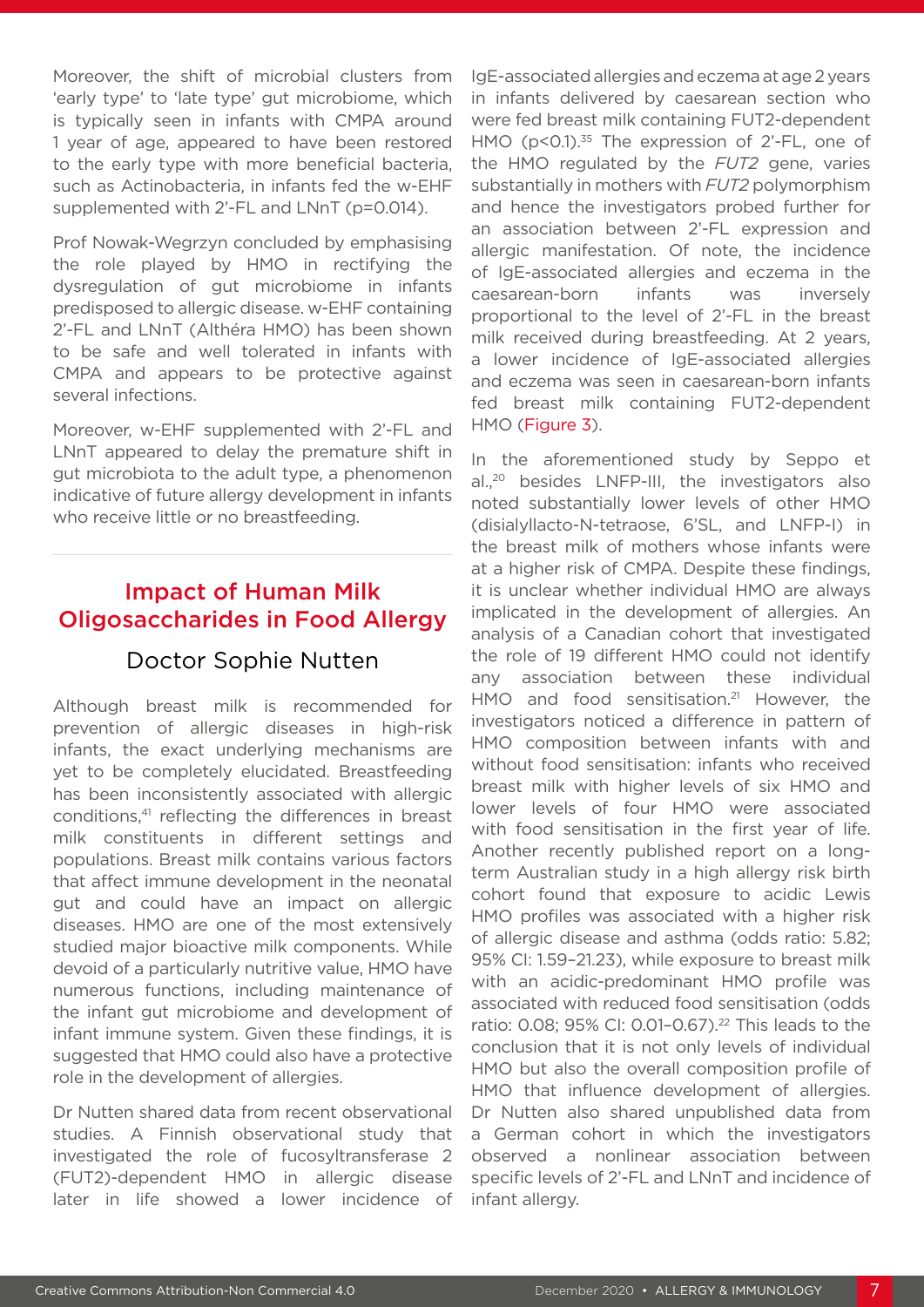Moreover, the shift of microbial clusters from 'early type' to 'late type' gut microbiome, which is typically seen in infants with CMPA around 1 year of age, appeared to have been restored to the early type with more beneficial bacteria, such as Actinobacteria, in infants fed the w-EHF supplemented with 2'-FL and LNnT ($p=0.014$).

Prof Nowak-Wegrzyn concluded by emphasising the role played by HMO in rectifying the dysregulation of gut microbiome in infants predisposed to allergic disease. w-EHF containing 2'-FL and LNnT (Althéra HMO) has been shown to be safe and well tolerated in infants with CMPA and appears to be protective against several infections.

Moreover, w-EHF supplemented with 2'-FL and LNnT appeared to delay the premature shift in gut microbiota to the adult type, a phenomenon indicative of future allergy development in infants who receive little or no breastfeeding.

## Impact of Human Milk Oligosaccharides in Food Allergy

### Doctor Sophie Nutten

Although breast milk is recommended for prevention of allergic diseases in high-risk infants, the exact underlying mechanisms are yet to be completely elucidated. Breastfeeding has been inconsistently associated with allergic conditions,[41] reflecting the differences in breast milk constituents in different settings and populations. Breast milk contains various factors that affect immune development in the neonatal gut and could have an impact on allergic diseases. HMO are one of the most extensively studied major bioactive milk components. While devoid of a particularly nutritive value, HMO have numerous functions, including maintenance of the infant gut microbiome and development of infant immune system. Given these findings, it is suggested that HMO could also have a protective role in the development of allergies.

Dr Nutten shared data from recent observational studies. A Finnish observational study that investigated the role of fucosyltransferase 2 (FUT2)-dependent HMO in allergic disease later in life showed a lower incidence of IgE-associated allergies and eczema at age 2 years in infants delivered by caesarean section who were fed breast milk containing FUT2-dependent HMO ($p<0.1$).[35] The expression of 2'-FL, one of the HMO regulated by the *FUT2* gene, varies substantially in mothers with *FUT2* polymorphism and hence the investigators probed further for an association between 2'-FL expression and allergic manifestation. Of note, the incidence of IgE-associated allergies and eczema in the caesarean-born infants was inversely proportional to the level of 2'-FL in the breast milk received during breastfeeding. At 2 years, a lower incidence of IgE-associated allergies and eczema was seen in caesarean-born infants fed breast milk containing FUT2-dependent HMO (Figure 3).

In the aforementioned study by Seppo et al.,[20] besides LNFP-III, the investigators also noted substantially lower levels of other HMO (disialyllacto-N-tetraose, 6'SL, and LNFP-I) in the breast milk of mothers whose infants were at a higher risk of CMPA. Despite these findings, it is unclear whether individual HMO are always implicated in the development of allergies. An analysis of a Canadian cohort that investigated the role of 19 different HMO could not identify any association between these individual HMO and food sensitisation.[21] However, the investigators noticed a difference in pattern of HMO composition between infants with and without food sensitisation: infants who received breast milk with higher levels of six HMO and lower levels of four HMO were associated with food sensitisation in the first year of life. Another recently published report on a long-term Australian study in a high allergy risk birth cohort found that exposure to acidic Lewis HMO profiles was associated with a higher risk of allergic disease and asthma (odds ratio: 5.82; 95% CI: 1.59–21.23), while exposure to breast milk with an acidic-predominant HMO profile was associated with reduced food sensitisation (odds ratio: 0.08; 95% CI: 0.01–0.67).[22] This leads to the conclusion that it is not only levels of individual HMO but also the overall composition profile of HMO that influence development of allergies. Dr Nutten also shared unpublished data from a German cohort in which the investigators observed a nonlinear association between specific levels of 2'-FL and LNnT and incidence of infant allergy.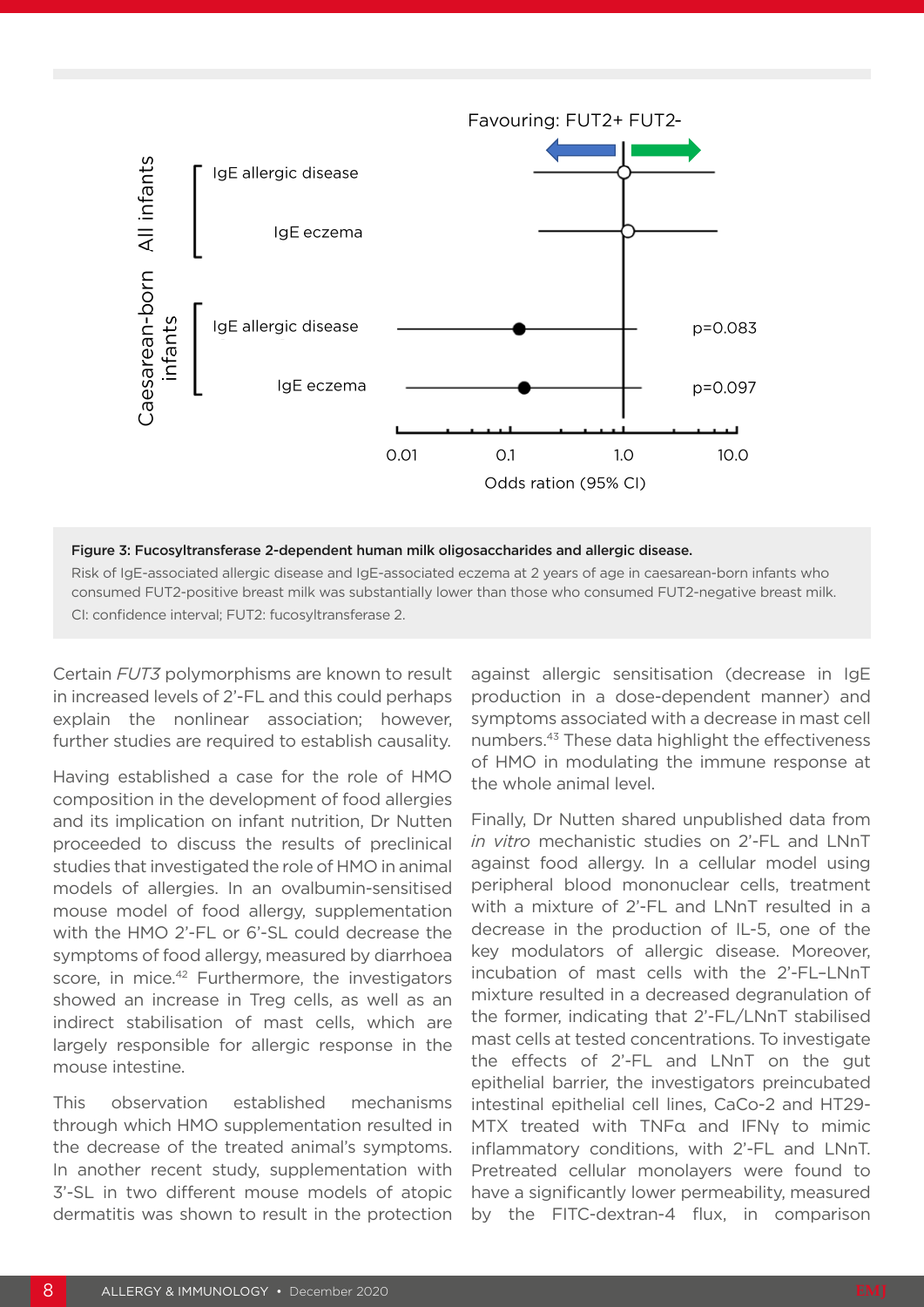**Figure 3: Fucosyltransferase 2-dependent human milk oligosaccharides and allergic disease.**

Risk of IgE-associated allergic disease and IgE-associated eczema at 2 years of age in caesarean-born infants who consumed FUT2-positive breast milk was substantially lower than those who consumed FUT2-negative breast milk.

CI: confidence interval; FUT2: fucosyltransferase 2.

Certain *FUT3* polymorphisms are known to result in increased levels of 2'-FL and this could perhaps explain the nonlinear association; however, further studies are required to establish causality.

Having established a case for the role of HMO composition in the development of food allergies and its implication on infant nutrition, Dr Nutten proceeded to discuss the results of preclinical studies that investigated the role of HMO in animal models of allergies. In an ovalbumin-sensitised mouse model of food allergy, supplementation with the HMO 2'-FL or 6'-SL could decrease the symptoms of food allergy, measured by diarrhoea score, in mice.[42] Furthermore, the investigators showed an increase in Treg cells, as well as an indirect stabilisation of mast cells, which are largely responsible for allergic response in the mouse intestine.

This observation established mechanisms through which HMO supplementation resulted in the decrease of the treated animal's symptoms. In another recent study, supplementation with 3'-SL in two different mouse models of atopic dermatitis was shown to result in the protection against allergic sensitisation (decrease in IgE production in a dose-dependent manner) and symptoms associated with a decrease in mast cell numbers.[43] These data highlight the effectiveness of HMO in modulating the immune response at the whole animal level.

Finally, Dr Nutten shared unpublished data from *in vitro* mechanistic studies on 2'-FL and LNnT against food allergy. In a cellular model using peripheral blood mononuclear cells, treatment with a mixture of 2'-FL and LNnT resulted in a decrease in the production of IL-5, one of the key modulators of allergic disease. Moreover, incubation of mast cells with the 2'-FL–LNnT mixture resulted in a decreased degranulation of the former, indicating that 2'-FL/LNnT stabilised mast cells at tested concentrations. To investigate the effects of 2'-FL and LNnT on the gut epithelial barrier, the investigators preincubated intestinal epithelial cell lines, CaCo-2 and HT29-MTX treated with TNFα and IFNγ to mimic inflammatory conditions, with 2'-FL and LNnT. Pretreated cellular monolayers were found to have a significantly lower permeability, measured by the FITC-dextran-4 flux, in comparison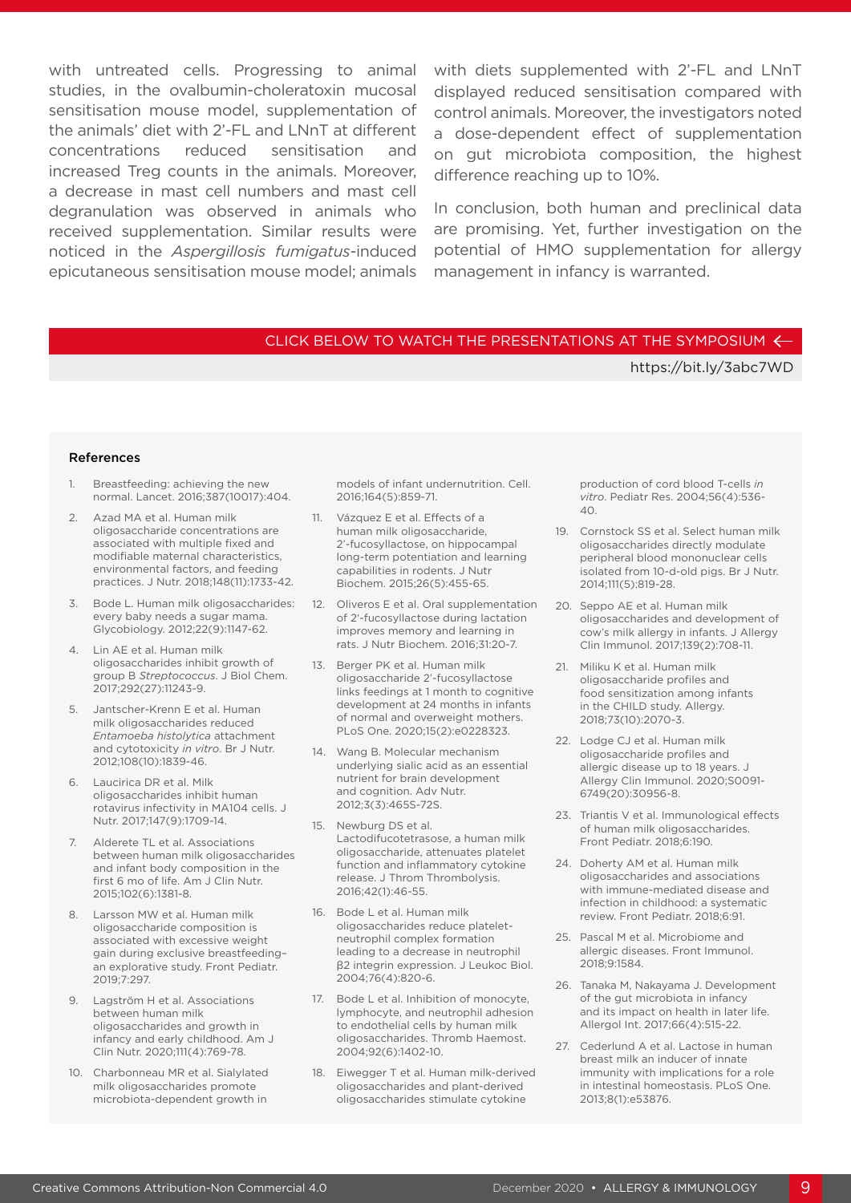with untreated cells. Progressing to animal studies, in the ovalbumin-choleratoxin mucosal sensitisation mouse model, supplementation of the animals' diet with 2'-FL and LNnT at different concentrations reduced sensitisation and increased Treg counts in the animals. Moreover, a decrease in mast cell numbers and mast cell degranulation was observed in animals who received supplementation. Similar results were noticed in the *Aspergillosis fumigatus*-induced epicutaneous sensitisation mouse model; animals with diets supplemented with 2'-FL and LNnT displayed reduced sensitisation compared with control animals. Moreover, the investigators noted a dose-dependent effect of supplementation on gut microbiota composition, the highest difference reaching up to 10%.

In conclusion, both human and preclinical data are promising. Yet, further investigation on the potential of HMO supplementation for allergy management in infancy is warranted.

CLICK BELOW TO WATCH THE PRESENTATIONS AT THE SYMPOSIUM ←

https://bit.ly/3abc7WD

### References

1. Breastfeeding: achieving the new normal. Lancet. 2016;387(10017):404.
2. Azad MA et al. Human milk oligosaccharide concentrations are associated with multiple fixed and modifiable maternal characteristics, environmental factors, and feeding practices. J Nutr. 2018;148(11):1733-42.
3. Bode L. Human milk oligosaccharides: every baby needs a sugar mama. Glycobiology. 2012;22(9):1147-62.
4. Lin AE et al. Human milk oligosaccharides inhibit growth of group B *Streptococcus*. J Biol Chem. 2017;292(27):11243-9.
5. Jantscher-Krenn E et al. Human milk oligosaccharides reduced *Entamoeba histolytica* attachment and cytotoxicity *in vitro*. Br J Nutr. 2012;108(10):1839-46.
6. Laucirica DR et al. Milk oligosaccharides inhibit human rotavirus infectivity in MA104 cells. J Nutr. 2017;147(9):1709-14.
7. Alderete TL et al. Associations between human milk oligosaccharides and infant body composition in the first 6 mo of life. Am J Clin Nutr. 2015;102(6):1381-8.
8. Larsson MW et al. Human milk oligosaccharide composition is associated with excessive weight gain during exclusive breastfeeding–an explorative study. Front Pediatr. 2019;7:297.
9. Lagström H et al. Associations between human milk oligosaccharides and growth in infancy and early childhood. Am J Clin Nutr. 2020;111(4):769-78.
10. Charbonneau MR et al. Sialylated milk oligosaccharides promote microbiota-dependent growth in models of infant undernutrition. Cell. 2016;164(5):859-71.
11. Vázquez E et al. Effects of a human milk oligosaccharide, 2'-fucosyllactose, on hippocampal long-term potentiation and learning capabilities in rodents. J Nutr Biochem. 2015;26(5):455-65.
12. Oliveros E et al. Oral supplementation of 2'-fucosyllactose during lactation improves memory and learning in rats. J Nutr Biochem. 2016;31:20-7.
13. Berger PK et al. Human milk oligosaccharide 2'-fucosyllactose links feedings at 1 month to cognitive development at 24 months in infants of normal and overweight mothers. PLoS One. 2020;15(2):e0228323.
14. Wang B. Molecular mechanism underlying sialic acid as an essential nutrient for brain development and cognition. Adv Nutr. 2012;3(3):465S-72S.
15. Newburg DS et al. Lactodifucotetrasose, a human milk oligosaccharide, attenuates platelet function and inflammatory cytokine release. J Throm Thrombolysis. 2016;42(1):46-55.
16. Bode L et al. Human milk oligosaccharides reduce platelet-neutrophil complex formation leading to a decrease in neutrophil β2 integrin expression. J Leukoc Biol. 2004;76(4):820-6.
17. Bode L et al. Inhibition of monocyte, lymphocyte, and neutrophil adhesion to endothelial cells by human milk oligosaccharides. Thromb Haemost. 2004;92(6):1402-10.
18. Eiwegger T et al. Human milk-derived oligosaccharides and plant-derived oligosaccharides stimulate cytokine production of cord blood T-cells *in vitro*. Pediatr Res. 2004;56(4):536-40.
19. Cornstock SS et al. Select human milk oligosaccharides directly modulate peripheral blood mononuclear cells isolated from 10-d-old pigs. Br J Nutr. 2014;111(5):819-28.
20. Seppo AE et al. Human milk oligosaccharides and development of cow's milk allergy in infants. J Allergy Clin Immunol. 2017;139(2):708-11.
21. Miliku K et al. Human milk oligosaccharide profiles and food sensitization among infants in the CHILD study. Allergy. 2018;73(10):2070-3.
22. Lodge CJ et al. Human milk oligosaccharide profiles and allergic disease up to 18 years. J Allergy Clin Immunol. 2020;S0091-6749(20):30956-8.
23. Triantis V et al. Immunological effects of human milk oligosaccharides. Front Pediatr. 2018;6:190.
24. Doherty AM et al. Human milk oligosaccharides and associations with immune-mediated disease and infection in childhood: a systematic review. Front Pediatr. 2018;6:91.
25. Pascal M et al. Microbiome and allergic diseases. Front Immunol. 2018;9:1584.
26. Tanaka M, Nakayama J. Development of the gut microbiota in infancy and its impact on health in later life. Allergol Int. 2017;66(4):515-22.
27. Cederlund A et al. Lactose in human breast milk an inducer of innate immunity with implications for a role in intestinal homeostasis. PLoS One. 2013;8(1):e53876.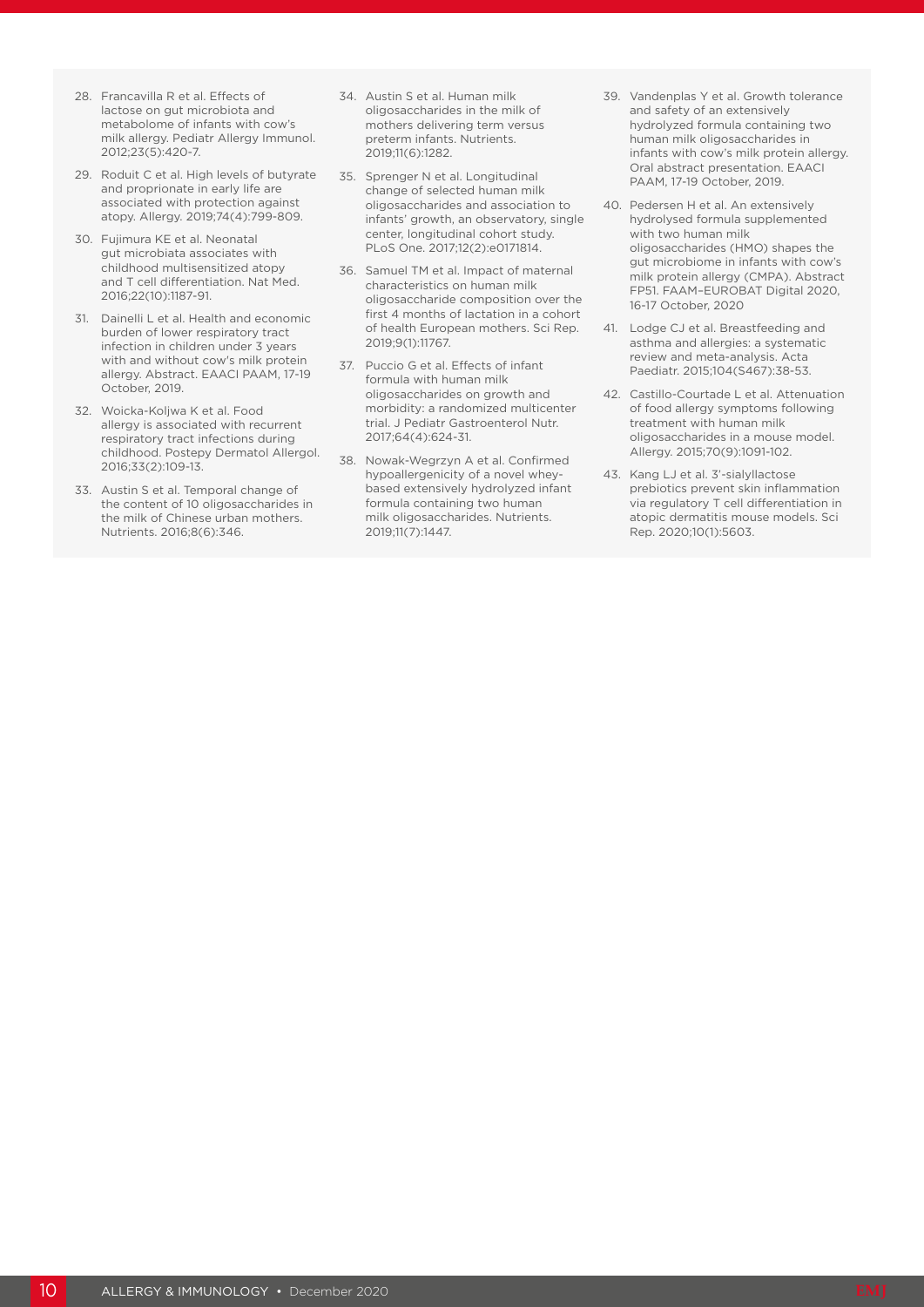28. Francavilla R et al. Effects of lactose on gut microbiota and metabolome of infants with cow's milk allergy. Pediatr Allergy Immunol. 2012;23(5):420-7.
29. Roduit C et al. High levels of butyrate and proprionate in early life are associated with protection against atopy. Allergy. 2019;74(4):799-809.
30. Fujimura KE et al. Neonatal gut microbiata associates with childhood multisensitized atopy and T cell differentiation. Nat Med. 2016;22(10):1187-91.
31. Dainelli L et al. Health and economic burden of lower respiratory tract infection in children under 3 years with and without cow's milk protein allergy. Abstract. EAACI PAAM, 17-19 October, 2019.
32. Woicka-Koljwa K et al. Food allergy is associated with recurrent respiratory tract infections during childhood. Postepy Dermatol Allergol. 2016;33(2):109-13.
33. Austin S et al. Temporal change of the content of 10 oligosaccharides in the milk of Chinese urban mothers. Nutrients. 2016;8(6):346.
34. Austin S et al. Human milk oligosaccharides in the milk of mothers delivering term versus preterm infants. Nutrients. 2019;11(6):1282.
35. Sprenger N et al. Longitudinal change of selected human milk oligosaccharides and association to infants' growth, an observatory, single center, longitudinal cohort study. PLoS One. 2017;12(2):e0171814.
36. Samuel TM et al. Impact of maternal characteristics on human milk oligosaccharide composition over the first 4 months of lactation in a cohort of health European mothers. Sci Rep. 2019;9(1):11767.
37. Puccio G et al. Effects of infant formula with human milk oligosaccharides on growth and morbidity: a randomized multicenter trial. J Pediatr Gastroenterol Nutr. 2017;64(4):624-31.
38. Nowak-Wegrzyn A et al. Confirmed hypoallergenicity of a novel whey-based extensively hydrolyzed infant formula containing two human milk oligosaccharides. Nutrients. 2019;11(7):1447.
39. Vandenplas Y et al. Growth tolerance and safety of an extensively hydrolyzed formula containing two human milk oligosaccharides in infants with cow's milk protein allergy. Oral abstract presentation. EAACI PAAM, 17-19 October, 2019.
40. Pedersen H et al. An extensively hydrolysed formula supplemented with two human milk oligosaccharides (HMO) shapes the gut microbiome in infants with cow's milk protein allergy (CMPA). Abstract FP51. FAAM–EUROBAT Digital 2020, 16-17 October, 2020
41. Lodge CJ et al. Breastfeeding and asthma and allergies: a systematic review and meta-analysis. Acta Paediatr. 2015;104(S467):38-53.
42. Castillo-Courtade L et al. Attenuation of food allergy symptoms following treatment with human milk oligosaccharides in a mouse model. Allergy. 2015;70(9):1091-102.
43. Kang LJ et al. 3'-sialyllactose prebiotics prevent skin inflammation via regulatory T cell differentiation in atopic dermatitis mouse models. Sci Rep. 2020;10(1):5603.